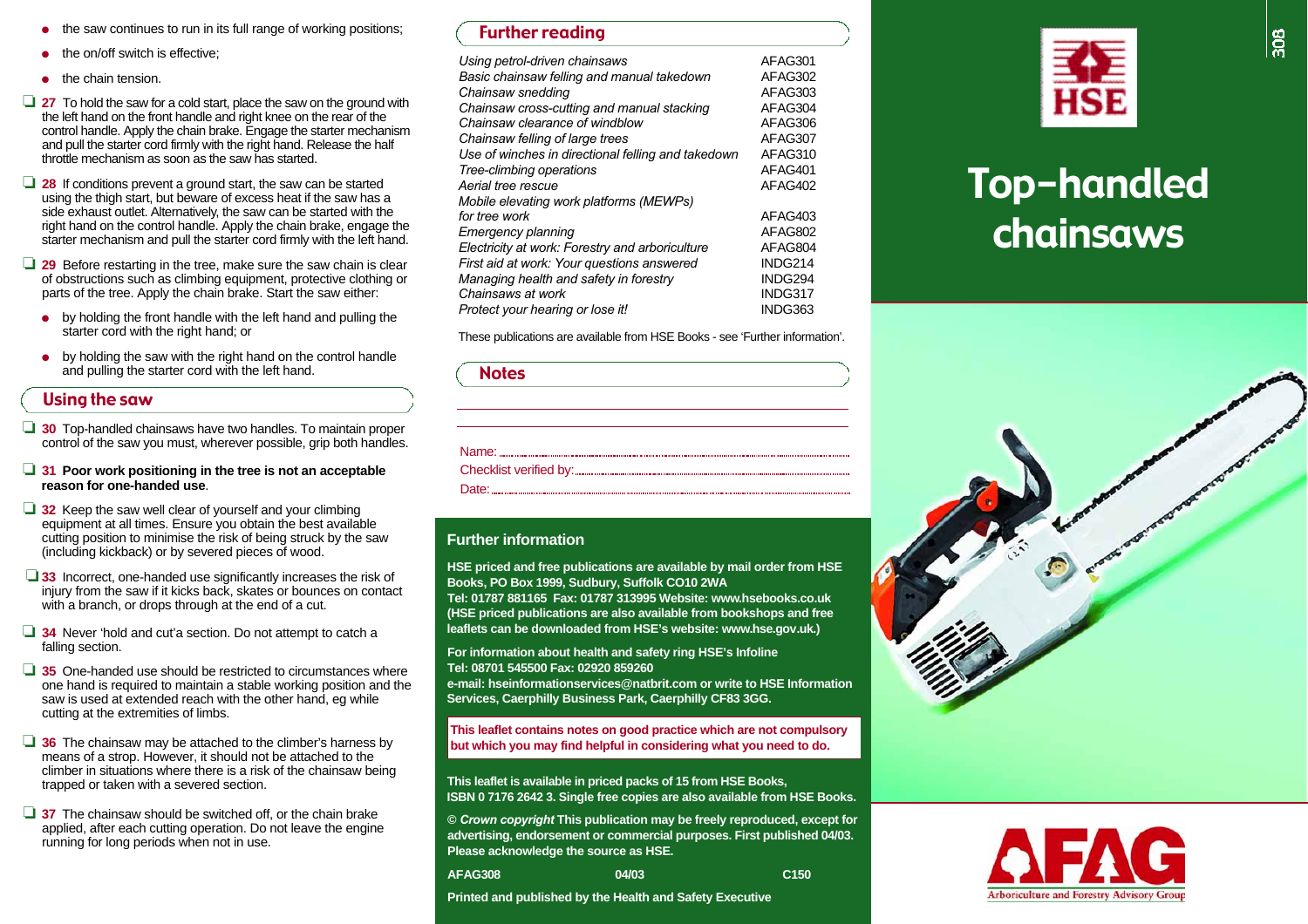- the saw continues to run in its full range of working positions;
- the on/off switch is effective;
- the chain tension.

❑ **27** To hold the saw for a cold start, place the saw on the ground with the left hand on the front handle and right knee on the rear of the control handle. Apply the chain brake. Engage the starter mechanism and pull the starter cord firmly with the right hand. Release the half throttle mechanism as soon as the saw has started.

❑ **28** If conditions prevent a ground start, the saw can be started using the thigh start, but beware of excess heat if the saw has a side exhaust outlet. Alternatively, the saw can be started with the right hand on the control handle. Apply the chain brake, engage the starter mechanism and pull the starter cord firmly with the left hand.

❑ **29** Before restarting in the tree, make sure the saw chain is clear of obstructions such as climbing equipment, protective clothing or parts of the tree. Apply the chain brake. Start the saw either:

- by holding the front handle with the left hand and pulling the starter cord with the right hand; or
- by holding the saw with the right hand on the control handle and pulling the starter cord with the left hand.

## Using the saw

❑ **30** Top-handled chainsaws have two handles. To maintain proper control of the saw you must, wherever possible, grip both handles.

❑ **31 Poor work positioning in the tree is not an acceptable reason for one-handed use**.

❑ **32** Keep the saw well clear of yourself and your climbing equipment at all times. Ensure you obtain the best available cutting position to minimise the risk of being struck by the saw (including kickback) or by severed pieces of wood.

❑ **33** Incorrect, one-handed use significantly increases the risk of injury from the saw if it kicks back, skates or bounces on contact with a branch, or drops through at the end of a cut.

❑ **34** Never 'hold and cut'a section. Do not attempt to catch a falling section.

❑ **35** One-handed use should be restricted to circumstances where one hand is required to maintain a stable working position and the saw is used at extended reach with the other hand, eg while cutting at the extremities of limbs.

❑ **36** The chainsaw may be attached to the climber's harness by means of a strop. However, it should not be attached to the climber in situations where there is a risk of the chainsaw being trapped or taken with a severed section.

❑ **37** The chainsaw should be switched off, or the chain brake applied, after each cutting operation. Do not leave the engine running for long periods when not in use.

## Further reading

| | |
|---|---|
| *Using petrol-driven chainsaws* | AFAG301 |
| *Basic chainsaw felling and manual takedown* | AFAG302 |
| *Chainsaw snedding* | AFAG303 |
| *Chainsaw cross-cutting and manual stacking* | AFAG304 |
| *Chainsaw clearance of windblow* | AFAG306 |
| *Chainsaw felling of large trees* | AFAG307 |
| *Use of winches in directional felling and takedown* | AFAG310 |
| *Tree-climbing operations* | AFAG401 |
| *Aerial tree rescue* | AFAG402 |
| *Mobile elevating work platforms (MEWPs) for tree work* | AFAG403 |
| *Emergency planning* | AFAG802 |
| *Electricity at work: Forestry and arboriculture* | AFAG804 |
| *First aid at work: Your questions answered* | INDG214 |
| *Managing health and safety in forestry* | INDG294 |
| *Chainsaws at work* | INDG317 |
| *Protect your hearing or lose it!* | INDG363 |

These publications are available from HSE Books - see 'Further information'.

## Notes

Name: ..................................................

Checklist verified by: ..................................................

Date: ..................................................

## Further information

**HSE priced and free publications are available by mail order from HSE Books, PO Box 1999, Sudbury, Suffolk CO10 2WA**
**Tel: 01787 881165 Fax: 01787 313995 Website: www.hsebooks.co.uk (HSE priced publications are also available from bookshops and free leaflets can be downloaded from HSE's website: www.hse.gov.uk.)**

**For information about health and safety ring HSE's Infoline**
**Tel: 08701 545500 Fax: 02920 859260**
**e-mail: hseinformationservices@natbrit.com or write to HSE Information Services, Caerphilly Business Park, Caerphilly CF83 3GG.**

**This leaflet contains notes on good practice which are not compulsory but which you may find helpful in considering what you need to do.**

**This leaflet is available in priced packs of 15 from HSE Books, ISBN 0 7176 2642 3. Single free copies are also available from HSE Books.**

**© *Crown copyright* This publication may be freely reproduced, except for advertising, endorsement or commercial purposes. First published 04/03. Please acknowledge the source as HSE.**

**AFAG308 04/03 C150**

**Printed and published by the Health and Safety Executive**

HSE

# Top-handled chainsaws

AFAG
Arboriculture and Forestry Advisory Group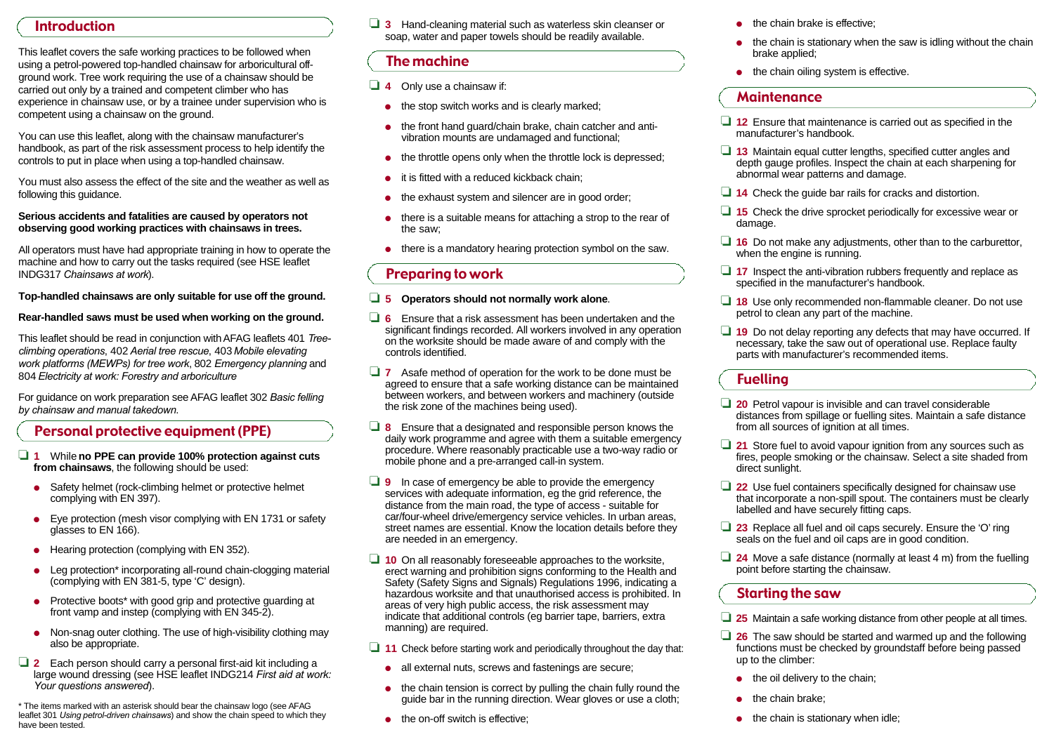## Introduction

This leaflet covers the safe working practices to be followed when using a petrol-powered top-handled chainsaw for arboricultural off-ground work. Tree work requiring the use of a chainsaw should be carried out only by a trained and competent climber who has experience in chainsaw use, or by a trainee under supervision who is competent using a chainsaw on the ground.

You can use this leaflet, along with the chainsaw manufacturer's handbook, as part of the risk assessment process to help identify the controls to put in place when using a top-handled chainsaw.

You must also assess the effect of the site and the weather as well as following this guidance.

**Serious accidents and fatalities are caused by operators not observing good working practices with chainsaws in trees.**

All operators must have had appropriate training in how to operate the machine and how to carry out the tasks required (see HSE leaflet INDG317 *Chainsaws at work*).

**Top-handled chainsaws are only suitable for use off the ground.**

**Rear-handled saws must be used when working on the ground.**

This leaflet should be read in conjunction with AFAG leaflets 401 *Tree-climbing operations*, 402 *Aerial tree rescue*, 403 *Mobile elevating work platforms (MEWPs) for tree work*, 802 *Emergency planning* and 804 *Electricity at work: Forestry and arboriculture*

For guidance on work preparation see AFAG leaflet 302 *Basic felling by chainsaw and manual takedown.*

## Personal protective equipment (PPE)

❑ **1** While **no PPE can provide 100% protection against cuts from chainsaws**, the following should be used:

- Safety helmet (rock-climbing helmet or protective helmet complying with EN 397).
- Eye protection (mesh visor complying with EN 1731 or safety glasses to EN 166).
- Hearing protection (complying with EN 352).
- Leg protection* incorporating all-round chain-clogging material (complying with EN 381-5, type 'C' design).
- Protective boots* with good grip and protective guarding at front vamp and instep (complying with EN 345-2).
- Non-snag outer clothing. The use of high-visibility clothing may also be appropriate.

❑ **2** Each person should carry a personal first-aid kit including a large wound dressing (see HSE leaflet INDG214 *First aid at work: Your questions answered*).

\* The items marked with an asterisk should bear the chainsaw logo (see AFAG leaflet 301 *Using petrol-driven chainsaws*) and show the chain speed to which they have been tested.

❑ **3** Hand-cleaning material such as waterless skin cleanser or soap, water and paper towels should be readily available.

## The machine

❑ **4** Only use a chainsaw if:

- the stop switch works and is clearly marked;
- the front hand guard/chain brake, chain catcher and anti-vibration mounts are undamaged and functional;
- the throttle opens only when the throttle lock is depressed;
- it is fitted with a reduced kickback chain;
- the exhaust system and silencer are in good order;
- there is a suitable means for attaching a strop to the rear of the saw;
- there is a mandatory hearing protection symbol on the saw.

## Preparing to work

❑ **5** **Operators should not normally work alone**.

❑ **6** Ensure that a risk assessment has been undertaken and the significant findings recorded. All workers involved in any operation on the worksite should be made aware of and comply with the controls identified.

❑ **7** Asafe method of operation for the work to be done must be agreed to ensure that a safe working distance can be maintained between workers, and between workers and machinery (outside the risk zone of the machines being used).

❑ **8** Ensure that a designated and responsible person knows the daily work programme and agree with them a suitable emergency procedure. Where reasonably practicable use a two-way radio or mobile phone and a pre-arranged call-in system.

❑ **9** In case of emergency be able to provide the emergency services with adequate information, eg the grid reference, the distance from the main road, the type of access - suitable for car/four-wheel drive/emergency service vehicles. In urban areas, street names are essential. Know the location details before they are needed in an emergency.

❑ **10** On all reasonably foreseeable approaches to the worksite, erect warning and prohibition signs conforming to the Health and Safety (Safety Signs and Signals) Regulations 1996, indicating a hazardous worksite and that unauthorised access is prohibited. In areas of very high public access, the risk assessment may indicate that additional controls (eg barrier tape, barriers, extra manning) are required.

❑ **11** Check before starting work and periodically throughout the day that:

- all external nuts, screws and fastenings are secure;
- the chain tension is correct by pulling the chain fully round the guide bar in the running direction. Wear gloves or use a cloth;
- the on-off switch is effective;
- the chain brake is effective;
- the chain is stationary when the saw is idling without the chain brake applied;
- the chain oiling system is effective.

## Maintenance

❑ **12** Ensure that maintenance is carried out as specified in the manufacturer's handbook.

❑ **13** Maintain equal cutter lengths, specified cutter angles and depth gauge profiles. Inspect the chain at each sharpening for abnormal wear patterns and damage.

❑ **14** Check the guide bar rails for cracks and distortion.

❑ **15** Check the drive sprocket periodically for excessive wear or damage.

❑ **16** Do not make any adjustments, other than to the carburettor, when the engine is running.

❑ **17** Inspect the anti-vibration rubbers frequently and replace as specified in the manufacturer's handbook.

❑ **18** Use only recommended non-flammable cleaner. Do not use petrol to clean any part of the machine.

❑ **19** Do not delay reporting any defects that may have occurred. If necessary, take the saw out of operational use. Replace faulty parts with manufacturer's recommended items.

## Fuelling

❑ **20** Petrol vapour is invisible and can travel considerable distances from spillage or fuelling sites. Maintain a safe distance from all sources of ignition at all times.

❑ **21** Store fuel to avoid vapour ignition from any sources such as fires, people smoking or the chainsaw. Select a site shaded from direct sunlight.

❑ **22** Use fuel containers specifically designed for chainsaw use that incorporate a non-spill spout. The containers must be clearly labelled and have securely fitting caps.

❑ **23** Replace all fuel and oil caps securely. Ensure the 'O' ring seals on the fuel and oil caps are in good condition.

❑ **24** Move a safe distance (normally at least 4 m) from the fuelling point before starting the chainsaw.

## Starting the saw

❑ **25** Maintain a safe working distance from other people at all times.

❑ **26** The saw should be started and warmed up and the following functions must be checked by groundstaff before being passed up to the climber:

- the oil delivery to the chain;
- the chain brake;
- the chain is stationary when idle;